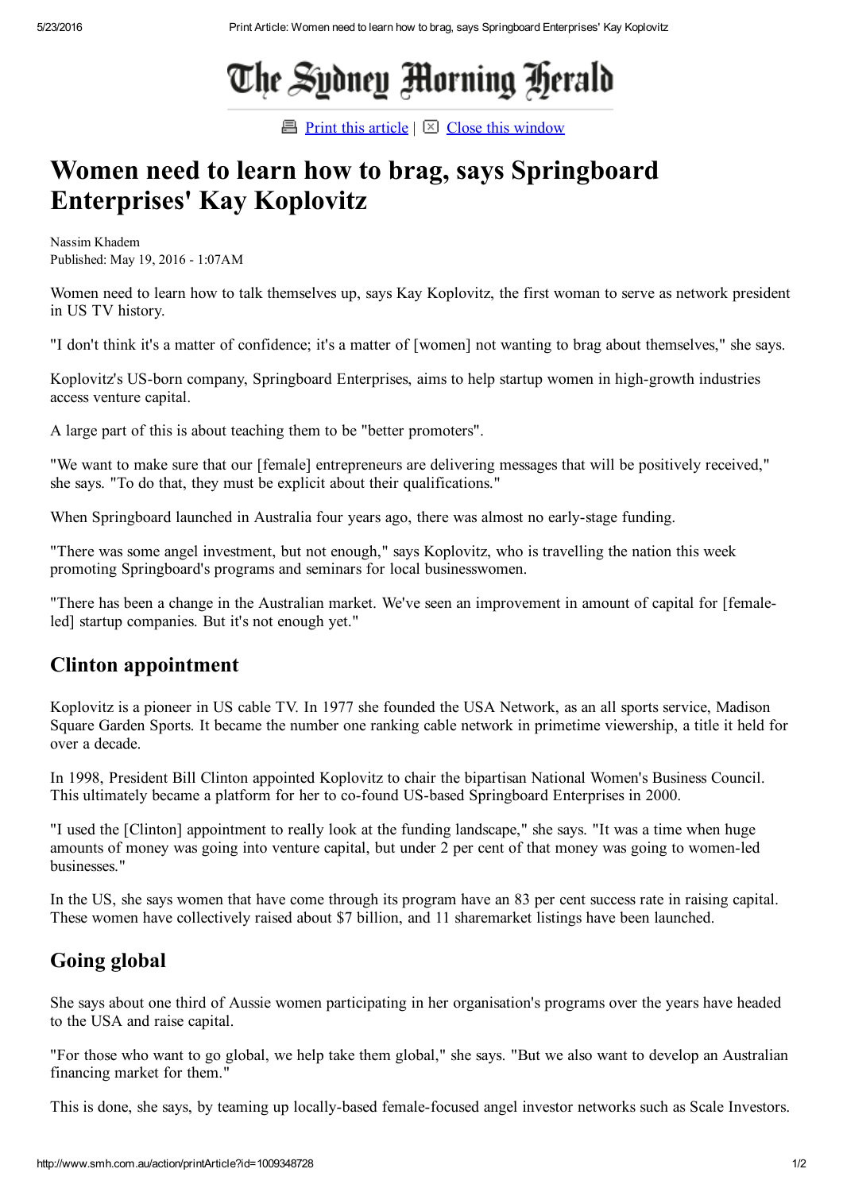# Women need to learn how to brag, says Springboard Enterprises' Kay Koplovitz

Nassim Khadem
Published: May 19, 2016 - 1:07AM

Women need to learn how to talk themselves up, says Kay Koplovitz, the first woman to serve as network president in US TV history.

"I don't think it's a matter of confidence; it's a matter of [women] not wanting to brag about themselves," she says.

Koplovitz's US-born company, Springboard Enterprises, aims to help startup women in high-growth industries access venture capital.

A large part of this is about teaching them to be "better promoters".

"We want to make sure that our [female] entrepreneurs are delivering messages that will be positively received," she says. "To do that, they must be explicit about their qualifications."

When Springboard launched in Australia four years ago, there was almost no early-stage funding.

"There was some angel investment, but not enough," says Koplovitz, who is travelling the nation this week promoting Springboard's programs and seminars for local businesswomen.

"There has been a change in the Australian market. We've seen an improvement in amount of capital for [female-led] startup companies. But it's not enough yet."

## Clinton appointment

Koplovitz is a pioneer in US cable TV. In 1977 she founded the USA Network, as an all sports service, Madison Square Garden Sports. It became the number one ranking cable network in primetime viewership, a title it held for over a decade.

In 1998, President Bill Clinton appointed Koplovitz to chair the bipartisan National Women's Business Council. This ultimately became a platform for her to co-found US-based Springboard Enterprises in 2000.

"I used the [Clinton] appointment to really look at the funding landscape," she says. "It was a time when huge amounts of money was going into venture capital, but under 2 per cent of that money was going to women-led businesses."

In the US, she says women that have come through its program have an 83 per cent success rate in raising capital. These women have collectively raised about $7 billion, and 11 sharemarket listings have been launched.

## Going global

She says about one third of Aussie women participating in her organisation's programs over the years have headed to the USA and raise capital.

"For those who want to go global, we help take them global," she says. "But we also want to develop an Australian financing market for them."

This is done, she says, by teaming up locally-based female-focused angel investor networks such as Scale Investors.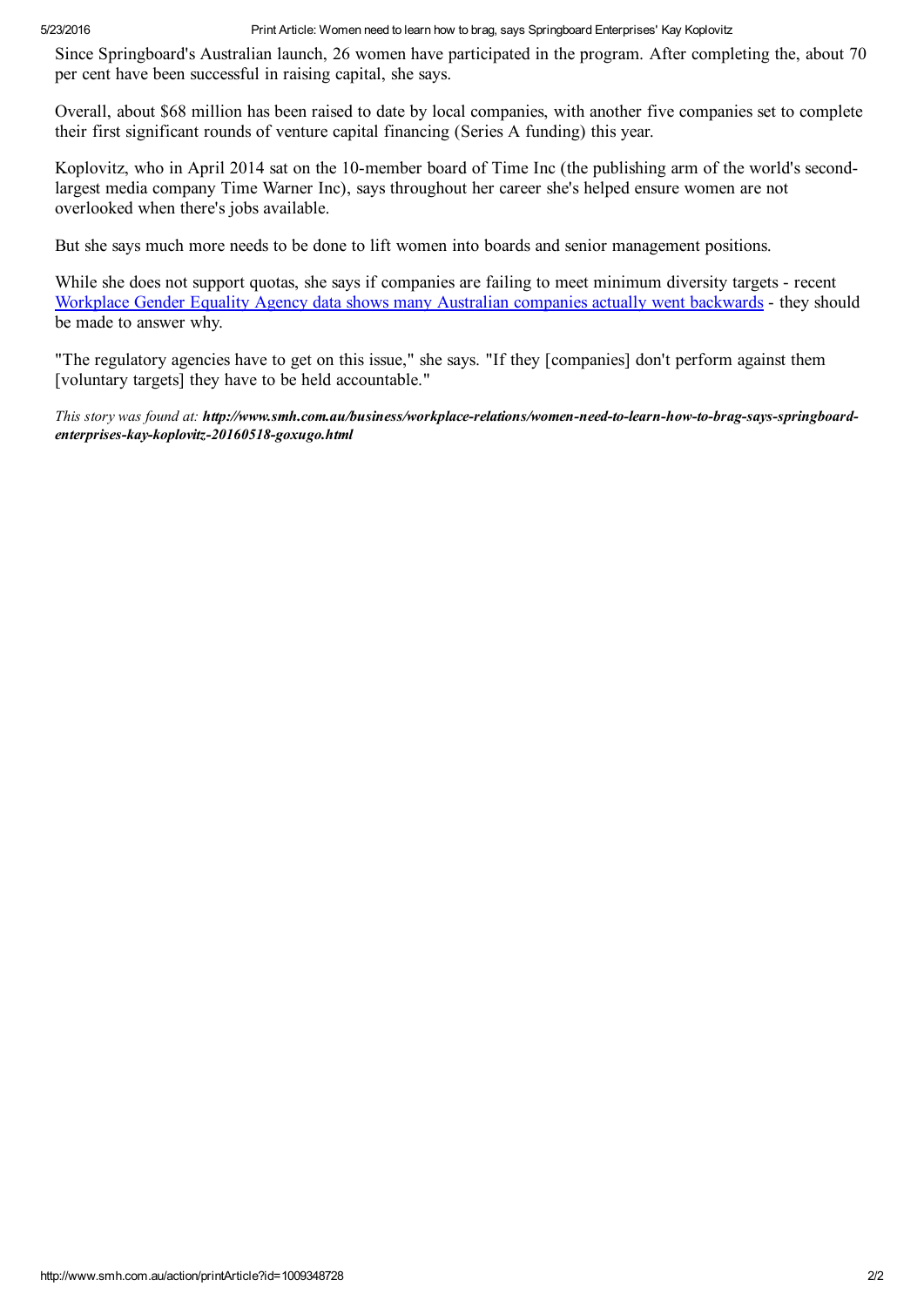Since Springboard's Australian launch, 26 women have participated in the program. After completing the, about 70 per cent have been successful in raising capital, she says.

Overall, about $68 million has been raised to date by local companies, with another five companies set to complete their first significant rounds of venture capital financing (Series A funding) this year.

Koplovitz, who in April 2014 sat on the 10-member board of Time Inc (the publishing arm of the world's second-largest media company Time Warner Inc), says throughout her career she's helped ensure women are not overlooked when there's jobs available.

But she says much more needs to be done to lift women into boards and senior management positions.

While she does not support quotas, she says if companies are failing to meet minimum diversity targets - recent Workplace Gender Equality Agency data shows many Australian companies actually went backwards - they should be made to answer why.

"The regulatory agencies have to get on this issue," she says. "If they [companies] don't perform against them [voluntary targets] they have to be held accountable."

*This story was found at:* ***http://www.smh.com.au/business/workplace-relations/women-need-to-learn-how-to-brag-says-springboard-enterprises-kay-koplovitz-20160518-goxugo.html***